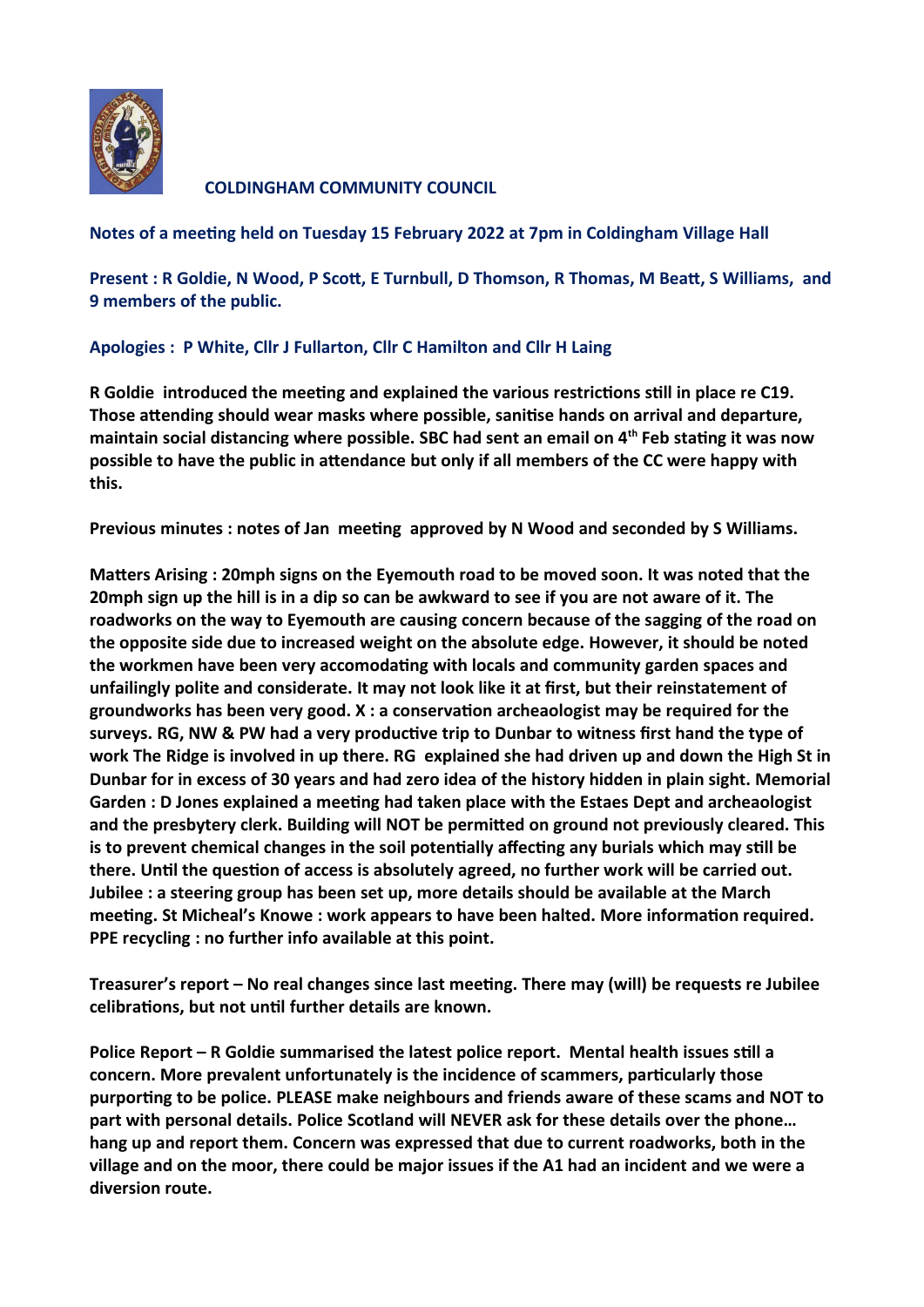**COLDINGHAM COMMUNITY COUNCIL**

**Notes of a meeting held on Tuesday 15 February 2022 at 7pm in Coldingham Village Hall**

**Present : R Goldie, N Wood, P Scott, E Turnbull, D Thomson, R Thomas, M Beatt, S Williams, and 9 members of the public.**

**Apologies : P White, Cllr J Fullarton, Cllr C Hamilton and Cllr H Laing**

**R Goldie introduced the meeting and explained the various restrictions still in place re C19. Those attending should wear masks where possible, sanitise hands on arrival and departure, maintain social distancing where possible. SBC had sent an email on 4th Feb stating it was now possible to have the public in attendance but only if all members of the CC were happy with this.**

**Previous minutes : notes of Jan meeting approved by N Wood and seconded by S Williams.**

**Matters Arising : 20mph signs on the Eyemouth road to be moved soon. It was noted that the 20mph sign up the hill is in a dip so can be awkward to see if you are not aware of it. The roadworks on the way to Eyemouth are causing concern because of the sagging of the road on the opposite side due to increased weight on the absolute edge. However, it should be noted the workmen have been very accomodating with locals and community garden spaces and unfailingly polite and considerate. It may not look like it at first, but their reinstatement of groundworks has been very good. X : a conservation archeaologist may be required for the surveys. RG, NW & PW had a very productive trip to Dunbar to witness first hand the type of work The Ridge is involved in up there. RG explained she had driven up and down the High St in Dunbar for in excess of 30 years and had zero idea of the history hidden in plain sight. Memorial Garden : D Jones explained a meeting had taken place with the Estaes Dept and archeaologist and the presbytery clerk. Building will NOT be permitted on ground not previously cleared. This is to prevent chemical changes in the soil potentially affecting any burials which may still be there. Until the question of access is absolutely agreed, no further work will be carried out. Jubilee : a steering group has been set up, more details should be available at the March meeting. St Micheal's Knowe : work appears to have been halted. More information required. PPE recycling : no further info available at this point.**

**Treasurer's report – No real changes since last meeting. There may (will) be requests re Jubilee celibrations, but not until further details are known.**

**Police Report – R Goldie summarised the latest police report. Mental health issues still a concern. More prevalent unfortunately is the incidence of scammers, particularly those purporting to be police. PLEASE make neighbours and friends aware of these scams and NOT to part with personal details. Police Scotland will NEVER ask for these details over the phone… hang up and report them. Concern was expressed that due to current roadworks, both in the village and on the moor, there could be major issues if the A1 had an incident and we were a diversion route.**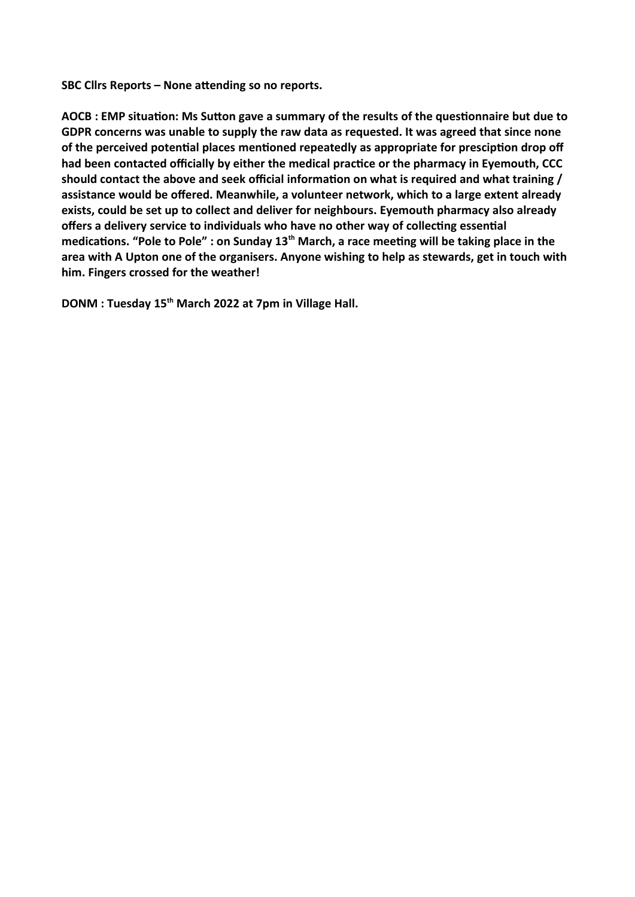**SBC Cllrs Reports – None attending so no reports.**

**AOCB : EMP situation: Ms Sutton gave a summary of the results of the questionnaire but due to GDPR concerns was unable to supply the raw data as requested. It was agreed that since none of the perceived potential places mentioned repeatedly as appropriate for presciption drop off had been contacted officially by either the medical practice or the pharmacy in Eyemouth, CCC should contact the above and seek official information on what is required and what training / assistance would be offered. Meanwhile, a volunteer network, which to a large extent already exists, could be set up to collect and deliver for neighbours. Eyemouth pharmacy also already offers a delivery service to individuals who have no other way of collecting essential medications. "Pole to Pole" : on Sunday 13th March, a race meeting will be taking place in the area with A Upton one of the organisers. Anyone wishing to help as stewards, get in touch with him. Fingers crossed for the weather!**

**DONM : Tuesday 15th March 2022 at 7pm in Village Hall.**